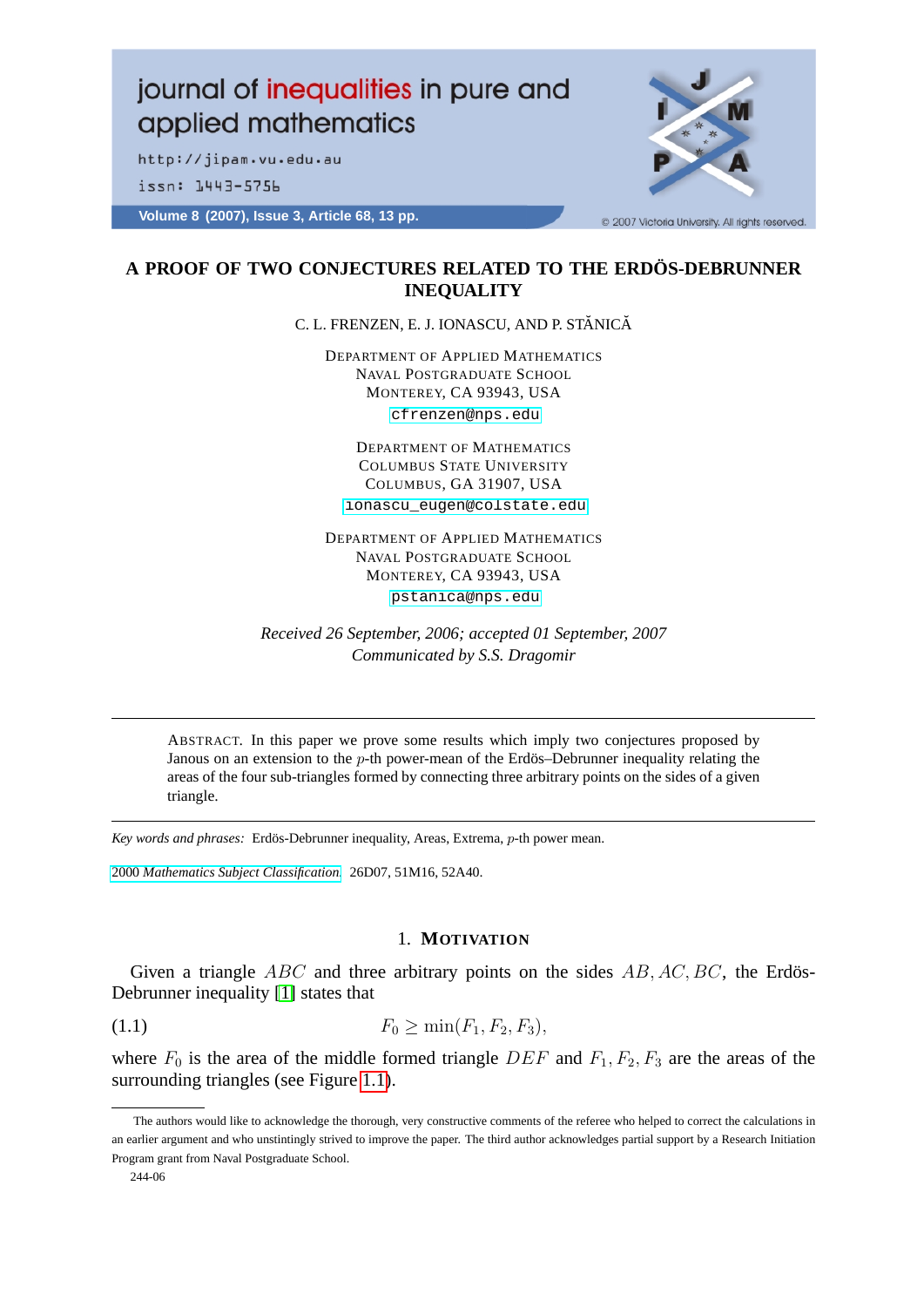# A PROOF OF TWO CONJECTURES RELATED TO THE ERDÖS-DEBRUNNER INEQUALITY

C. L. FRENZEN, E. J. IONASCU, AND P. STĂNICĂ

DEPARTMENT OF APPLIED MATHEMATICS
NAVAL POSTGRADUATE SCHOOL
MONTEREY, CA 93943, USA
cfrenzen@nps.edu

DEPARTMENT OF MATHEMATICS
COLUMBUS STATE UNIVERSITY
COLUMBUS, GA 31907, USA
ionascu_eugen@colstate.edu

DEPARTMENT OF APPLIED MATHEMATICS
NAVAL POSTGRADUATE SCHOOL
MONTEREY, CA 93943, USA
pstanica@nps.edu

*Received 26 September, 2006; accepted 01 September, 2007*
*Communicated by S.S. Dragomir*

ABSTRACT. In this paper we prove some results which imply two conjectures proposed by Janous on an extension to the $p$-th power-mean of the Erdös–Debrunner inequality relating the areas of the four sub-triangles formed by connecting three arbitrary points on the sides of a given triangle.

*Key words and phrases:* Erdös-Debrunner inequality, Areas, Extrema, $p$-th power mean.

2000 *Mathematics Subject Classification.* 26D07, 51M16, 52A40.

## 1. MOTIVATION

Given a triangle $ABC$ and three arbitrary points on the sides $AB, AC, BC$, the Erdös-Debrunner inequality [1] states that

$$F_0 \geq \min(F_1, F_2, F_3), \tag{1.1}$$

where $F_0$ is the area of the middle formed triangle $DEF$ and $F_1, F_2, F_3$ are the areas of the surrounding triangles (see Figure 1.1).

The authors would like to acknowledge the thorough, very constructive comments of the referee who helped to correct the calculations in an earlier argument and who unstintingly strived to improve the paper. The third author acknowledges partial support by a Research Initiation Program grant from Naval Postgraduate School.

244-06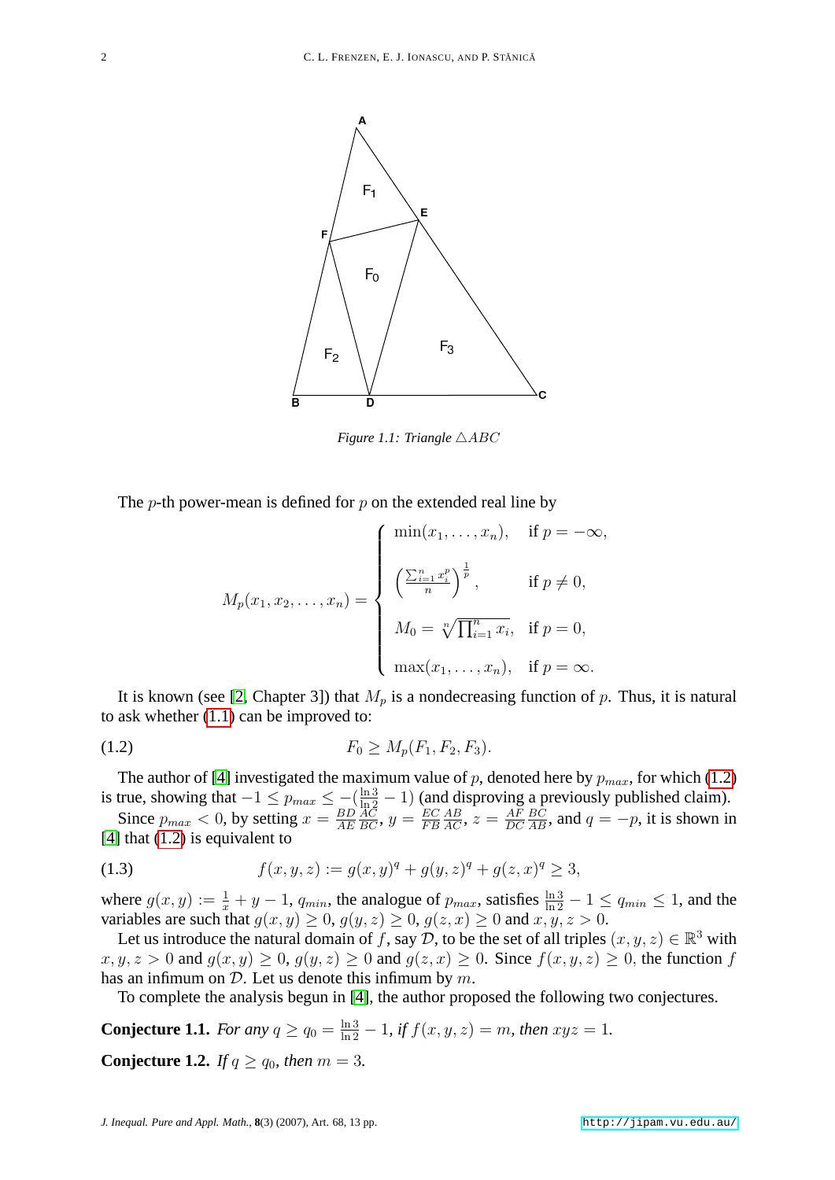A

F

E

D

B

C

$F_1$

$F_0$

$F_2$

$F_3$

*Figure 1.1: Triangle $\triangle ABC$*

The $p$-th power-mean is defined for $p$ on the extended real line by

$$M_p(x_1, x_2, \ldots, x_n) = \begin{cases} \min(x_1, \ldots, x_n), & \text{if } p = -\infty, \\ \left(\frac{\sum_{i=1}^n x_i^p}{n}\right)^{\frac{1}{p}}, & \text{if } p \neq 0, \\ M_0 = \sqrt[n]{\prod_{i=1}^n x_i}, & \text{if } p = 0, \\ \max(x_1, \ldots, x_n), & \text{if } p = \infty. \end{cases}$$

It is known (see [2, Chapter 3]) that $M_p$ is a nondecreasing function of $p$. Thus, it is natural to ask whether (1.1) can be improved to:

$$F_0 \geq M_p(F_1, F_2, F_3). \tag{1.2}$$

The author of [4] investigated the maximum value of $p$, denoted here by $p_{max}$, for which (1.2) is true, showing that $-1 \leq p_{max} \leq -(\frac{\ln 3}{\ln 2} - 1)$ (and disproving a previously published claim).

Since $p_{max} < 0$, by setting $x = \frac{BD}{AE}\frac{AC}{BC}$, $y = \frac{EC}{FB}\frac{AB}{AC}$, $z = \frac{AF}{DC}\frac{BC}{AB}$, and $q = -p$, it is shown in [4] that (1.2) is equivalent to

$$f(x, y, z) := g(x, y)^q + g(y, z)^q + g(z, x)^q \geq 3, \tag{1.3}$$

where $g(x, y) := \frac{1}{x} + y - 1$, $q_{min}$, the analogue of $p_{max}$, satisfies $\frac{\ln 3}{\ln 2} - 1 \leq q_{min} \leq 1$, and the variables are such that $g(x, y) \geq 0$, $g(y, z) \geq 0$, $g(z, x) \geq 0$ and $x, y, z > 0$.

Let us introduce the natural domain of $f$, say $\mathcal{D}$, to be the set of all triples $(x, y, z) \in \mathbb{R}^3$ with $x, y, z > 0$ and $g(x, y) \geq 0$, $g(y, z) \geq 0$ and $g(z, x) \geq 0$. Since $f(x, y, z) \geq 0$, the function $f$ has an infimum on $\mathcal{D}$. Let us denote this infimum by $m$.

To complete the analysis begun in [4], the author proposed the following two conjectures.

**Conjecture 1.1.** *For any $q \geq q_0 = \frac{\ln 3}{\ln 2} - 1$, if $f(x, y, z) = m$, then $xyz = 1$.*

**Conjecture 1.2.** *If $q \geq q_0$, then $m = 3$.*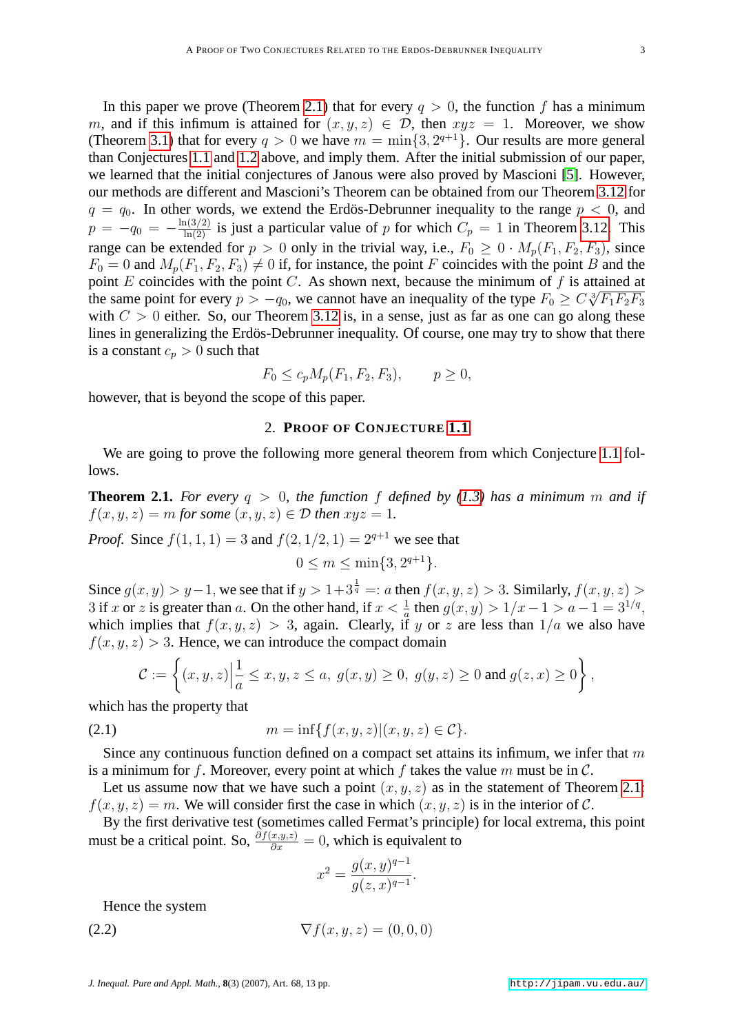In this paper we prove (Theorem 2.1) that for every $q > 0$, the function $f$ has a minimum $m$, and if this infimum is attained for $(x, y, z) \in \mathcal{D}$, then $xyz = 1$. Moreover, we show (Theorem 3.1) that for every $q > 0$ we have $m = \min\{3, 2^{q+1}\}$. Our results are more general than Conjectures 1.1 and 1.2 above, and imply them. After the initial submission of our paper, we learned that the initial conjectures of Janous were also proved by Mascioni [5]. However, our methods are different and Mascioni's Theorem can be obtained from our Theorem 3.12 for $q = q_0$. In other words, we extend the Erdös-Debrunner inequality to the range $p < 0$, and $p = -q_0 = -\frac{\ln(3/2)}{\ln(2)}$ is just a particular value of $p$ for which $C_p = 1$ in Theorem 3.12. This range can be extended for $p > 0$ only in the trivial way, i.e., $F_0 \geq 0 \cdot M_p(F_1, F_2, F_3)$, since $F_0 = 0$ and $M_p(F_1, F_2, F_3) \neq 0$ if, for instance, the point $F$ coincides with the point $B$ and the point $E$ coincides with the point $C$. As shown next, because the minimum of $f$ is attained at the same point for every $p > -q_0$, we cannot have an inequality of the type $F_0 \geq C\sqrt[3]{F_1 F_2 F_3}$ with $C > 0$ either. So, our Theorem 3.12 is, in a sense, just as far as one can go along these lines in generalizing the Erdös-Debrunner inequality. Of course, one may try to show that there is a constant $c_p > 0$ such that

$$F_0 \leq c_p M_p(F_1, F_2, F_3), \qquad p \geq 0,$$

however, that is beyond the scope of this paper.

## 2. Proof of Conjecture 1.1

We are going to prove the following more general theorem from which Conjecture 1.1 follows.

**Theorem 2.1.** *For every $q > 0$, the function $f$ defined by (1.3) has a minimum $m$ and if $f(x, y, z) = m$ for some $(x, y, z) \in \mathcal{D}$ then $xyz = 1$.*

*Proof.* Since $f(1, 1, 1) = 3$ and $f(2, 1/2, 1) = 2^{q+1}$ we see that

$$0 \leq m \leq \min\{3, 2^{q+1}\}.$$

Since $g(x, y) > y - 1$, we see that if $y > 1 + 3^{\frac{1}{q}} =: a$ then $f(x, y, z) > 3$. Similarly, $f(x, y, z) > 3$ if $x$ or $z$ is greater than $a$. On the other hand, if $x < \frac{1}{a}$ then $g(x, y) > 1/x - 1 > a - 1 = 3^{1/q}$, which implies that $f(x, y, z) > 3$, again. Clearly, if $y$ or $z$ are less than $1/a$ we also have $f(x, y, z) > 3$. Hence, we can introduce the compact domain

$$\mathcal{C} := \left\{(x, y, z) \Big| \frac{1}{a} \leq x, y, z \leq a,\ g(x, y) \geq 0,\ g(y, z) \geq 0 \text{ and } g(z, x) \geq 0\right\},$$

which has the property that

$$m = \inf\{f(x, y, z) | (x, y, z) \in \mathcal{C}\}. \tag{2.1}$$

Since any continuous function defined on a compact set attains its infimum, we infer that $m$ is a minimum for $f$. Moreover, every point at which $f$ takes the value $m$ must be in $\mathcal{C}$.

Let us assume now that we have such a point $(x, y, z)$ as in the statement of Theorem 2.1: $f(x, y, z) = m$. We will consider first the case in which $(x, y, z)$ is in the interior of $\mathcal{C}$.

By the first derivative test (sometimes called Fermat's principle) for local extrema, this point must be a critical point. So, $\frac{\partial f(x,y,z)}{\partial x} = 0$, which is equivalent to

$$x^2 = \frac{g(x, y)^{q-1}}{g(z, x)^{q-1}}.$$

Hence the system

$$\nabla f(x, y, z) = (0, 0, 0) \tag{2.2}$$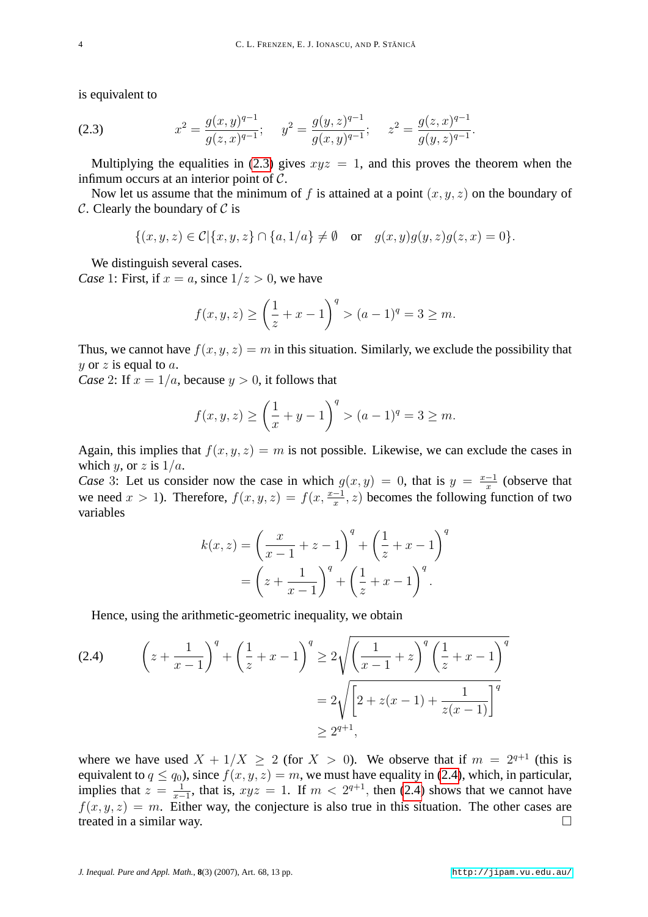is equivalent to

$$x^2 = \frac{g(x,y)^{q-1}}{g(z,x)^{q-1}}; \quad y^2 = \frac{g(y,z)^{q-1}}{g(x,y)^{q-1}}; \quad z^2 = \frac{g(z,x)^{q-1}}{g(y,z)^{q-1}}. \tag{2.3}$$

Multiplying the equalities in (2.3) gives $xyz = 1$, and this proves the theorem when the infimum occurs at an interior point of $\mathcal{C}$.

Now let us assume that the minimum of $f$ is attained at a point $(x, y, z)$ on the boundary of $\mathcal{C}$. Clearly the boundary of $\mathcal{C}$ is

$$\{(x,y,z) \in \mathcal{C} | \{x,y,z\} \cap \{a, 1/a\} \neq \emptyset \quad \text{or} \quad g(x,y)g(y,z)g(z,x) = 0\}.$$

We distinguish several cases.

*Case* 1: First, if $x = a$, since $1/z > 0$, we have

$$f(x,y,z) \geq \left(\frac{1}{z} + x - 1\right)^q > (a-1)^q = 3 \geq m.$$

Thus, we cannot have $f(x, y, z) = m$ in this situation. Similarly, we exclude the possibility that $y$ or $z$ is equal to $a$.

*Case* 2: If $x = 1/a$, because $y > 0$, it follows that

$$f(x,y,z) \geq \left(\frac{1}{x} + y - 1\right)^q > (a-1)^q = 3 \geq m.$$

Again, this implies that $f(x, y, z) = m$ is not possible. Likewise, we can exclude the cases in which $y$, or $z$ is $1/a$.

*Case* 3: Let us consider now the case in which $g(x, y) = 0$, that is $y = \frac{x-1}{x}$ (observe that we need $x > 1$). Therefore, $f(x, y, z) = f(x, \frac{x-1}{x}, z)$ becomes the following function of two variables

$$\begin{aligned} k(x,z) &= \left(\frac{x}{x-1} + z - 1\right)^q + \left(\frac{1}{z} + x - 1\right)^q \\ &= \left(z + \frac{1}{x-1}\right)^q + \left(\frac{1}{z} + x - 1\right)^q. \end{aligned}$$

Hence, using the arithmetic-geometric inequality, we obtain

$$\begin{aligned} \left(z + \frac{1}{x-1}\right)^q + \left(\frac{1}{z} + x - 1\right)^q &\geq 2\sqrt{\left(\frac{1}{x-1} + z\right)^q \left(\frac{1}{z} + x - 1\right)^q} \\ &= 2\sqrt{\left[2 + z(x-1) + \frac{1}{z(x-1)}\right]^q} \\ &\geq 2^{q+1}, \end{aligned} \tag{2.4}$$

where we have used $X + 1/X \geq 2$ (for $X > 0$). We observe that if $m = 2^{q+1}$ (this is equivalent to $q \leq q_0$), since $f(x, y, z) = m$, we must have equality in (2.4), which, in particular, implies that $z = \frac{1}{x-1}$, that is, $xyz = 1$. If $m < 2^{q+1}$, then (2.4) shows that we cannot have $f(x, y, z) = m$. Either way, the conjecture is also true in this situation. The other cases are treated in a similar way. $\square$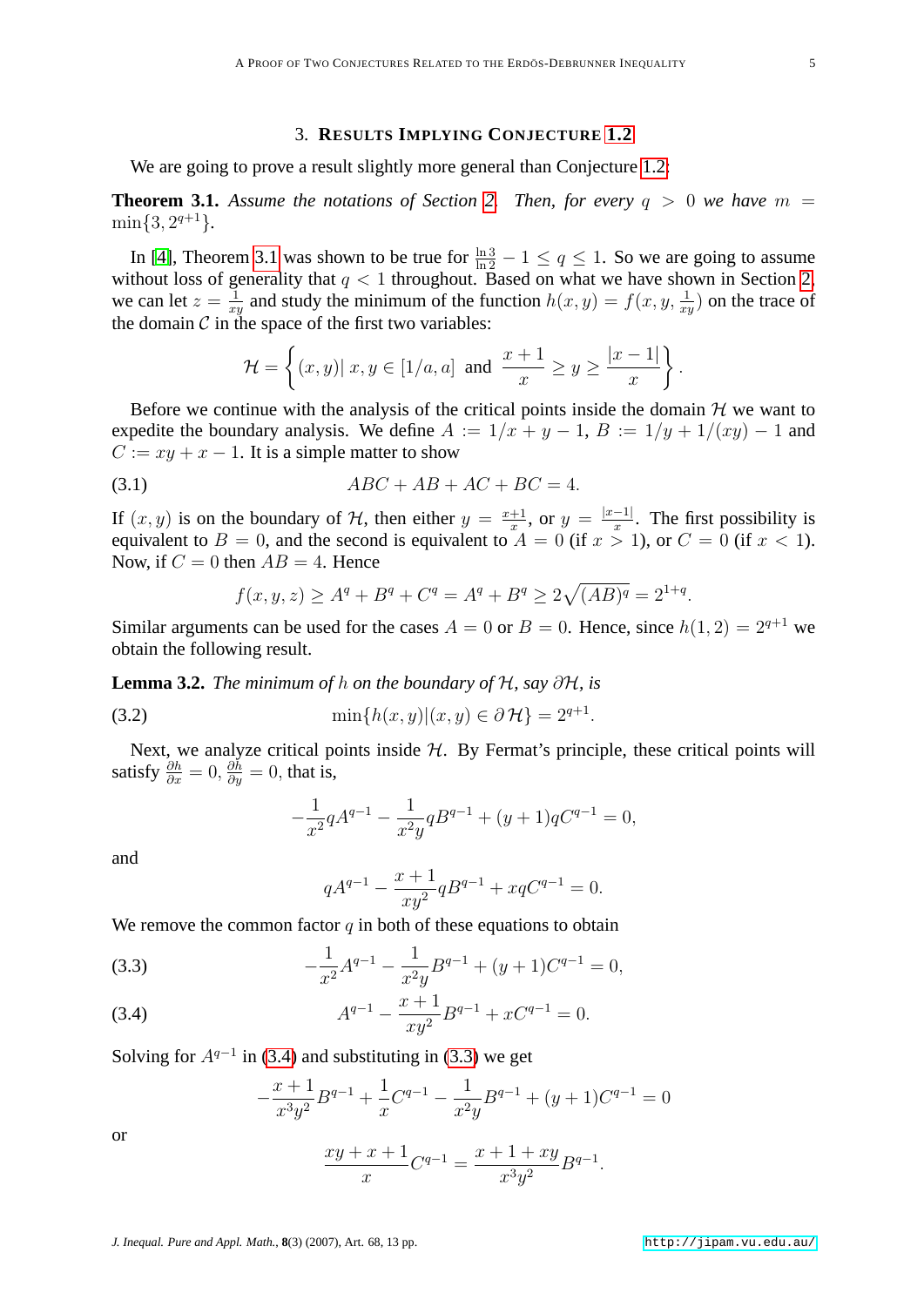## 3. Results Implying Conjecture 1.2

We are going to prove a result slightly more general than Conjecture 1.2:

**Theorem 3.1.** *Assume the notations of Section 2. Then, for every $q > 0$ we have $m = \min\{3, 2^{q+1}\}$.*

In [4], Theorem 3.1 was shown to be true for $\frac{\ln 3}{\ln 2} - 1 \le q \le 1$. So we are going to assume without loss of generality that $q < 1$ throughout. Based on what we have shown in Section 2, we can let $z = \frac{1}{xy}$ and study the minimum of the function $h(x, y) = f(x, y, \frac{1}{xy})$ on the trace of the domain $\mathcal{C}$ in the space of the first two variables:

$$\mathcal{H} = \left\{ (x, y) | \; x, y \in [1/a, a] \text{ and } \frac{x+1}{x} \ge y \ge \frac{|x-1|}{x} \right\}.$$

Before we continue with the analysis of the critical points inside the domain $\mathcal{H}$ we want to expedite the boundary analysis. We define $A := 1/x + y - 1$, $B := 1/y + 1/(xy) - 1$ and $C := xy + x - 1$. It is a simple matter to show

$$ABC + AB + AC + BC = 4. \tag{3.1}$$

If $(x, y)$ is on the boundary of $\mathcal{H}$, then either $y = \frac{x+1}{x}$, or $y = \frac{|x-1|}{x}$. The first possibility is equivalent to $B = 0$, and the second is equivalent to $A = 0$ (if $x > 1$), or $C = 0$ (if $x < 1$). Now, if $C = 0$ then $AB = 4$. Hence

$$f(x, y, z) \ge A^q + B^q + C^q = A^q + B^q \ge 2\sqrt{(AB)^q} = 2^{1+q}.$$

Similar arguments can be used for the cases $A = 0$ or $B = 0$. Hence, since $h(1, 2) = 2^{q+1}$ we obtain the following result.

**Lemma 3.2.** *The minimum of $h$ on the boundary of $\mathcal{H}$, say $\partial\mathcal{H}$, is*

$$\min\{h(x, y) | (x, y) \in \partial\mathcal{H}\} = 2^{q+1}. \tag{3.2}$$

Next, we analyze critical points inside $\mathcal{H}$. By Fermat's principle, these critical points will satisfy $\frac{\partial h}{\partial x} = 0$, $\frac{\partial h}{\partial y} = 0$, that is,

$$-\frac{1}{x^2} q A^{q-1} - \frac{1}{x^2 y} q B^{q-1} + (y+1) q C^{q-1} = 0,$$

and

$$qA^{q-1} - \frac{x+1}{xy^2} q B^{q-1} + xqC^{q-1} = 0.$$

We remove the common factor $q$ in both of these equations to obtain

$$-\frac{1}{x^2} A^{q-1} - \frac{1}{x^2 y} B^{q-1} + (y+1) C^{q-1} = 0, \tag{3.3}$$

$$A^{q-1} - \frac{x+1}{xy^2} B^{q-1} + xC^{q-1} = 0. \tag{3.4}$$

Solving for $A^{q-1}$ in (3.4) and substituting in (3.3) we get

$$-\frac{x+1}{x^3 y^2} B^{q-1} + \frac{1}{x} C^{q-1} - \frac{1}{x^2 y} B^{q-1} + (y+1) C^{q-1} = 0$$

or

$$\frac{xy + x + 1}{x} C^{q-1} = \frac{x + 1 + xy}{x^3 y^2} B^{q-1}.$$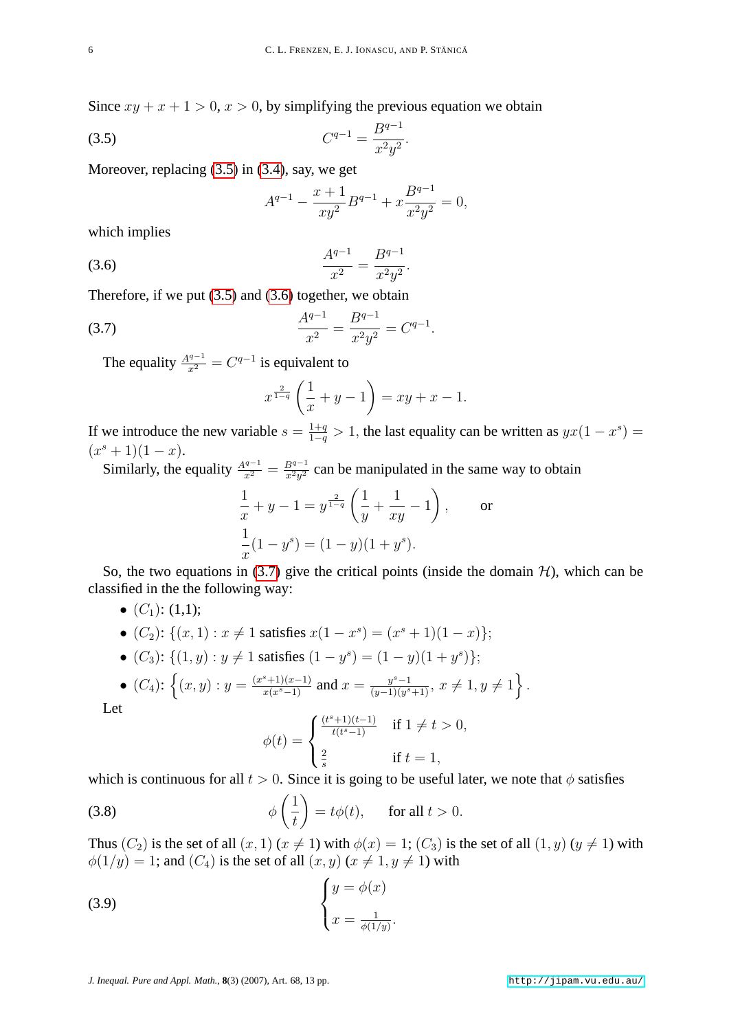Since $xy + x + 1 > 0$, $x > 0$, by simplifying the previous equation we obtain

$$C^{q-1} = \frac{B^{q-1}}{x^2y^2}. \tag{3.5}$$

Moreover, replacing (3.5) in (3.4), say, we get

$$A^{q-1} - \frac{x+1}{xy^2}B^{q-1} + x\frac{B^{q-1}}{x^2y^2} = 0,$$

which implies

$$\frac{A^{q-1}}{x^2} = \frac{B^{q-1}}{x^2y^2}. \tag{3.6}$$

Therefore, if we put (3.5) and (3.6) together, we obtain

$$\frac{A^{q-1}}{x^2} = \frac{B^{q-1}}{x^2y^2} = C^{q-1}. \tag{3.7}$$

The equality $\frac{A^{q-1}}{x^2} = C^{q-1}$ is equivalent to

$$x^{\frac{2}{1-q}}\left(\frac{1}{x} + y - 1\right) = xy + x - 1.$$

If we introduce the new variable $s = \frac{1+q}{1-q} > 1$, the last equality can be written as $yx(1-x^s) = (x^s+1)(1-x)$.

Similarly, the equality $\frac{A^{q-1}}{x^2} = \frac{B^{q-1}}{x^2y^2}$ can be manipulated in the same way to obtain

$$\frac{1}{x} + y - 1 = y^{\frac{2}{1-q}}\left(\frac{1}{y} + \frac{1}{xy} - 1\right), \qquad \text{or}$$

$$\frac{1}{x}(1-y^s) = (1-y)(1+y^s).$$

So, the two equations in (3.7) give the critical points (inside the domain $\mathcal{H}$), which can be classified in the the following way:

- $(C_1)$: (1,1);
- $(C_2)$: $\{(x,1) : x \neq 1$ satisfies $x(1-x^s) = (x^s+1)(1-x)\}$;
- $(C_3)$: $\{(1,y) : y \neq 1$ satisfies $(1-y^s) = (1-y)(1+y^s)\}$;
- $(C_4)$: $\left\{(x,y) : y = \frac{(x^s+1)(x-1)}{x(x^s-1)} \text{ and } x = \frac{y^s-1}{(y-1)(y^s+1)},\ x \neq 1, y \neq 1\right\}$.

Let

$$\phi(t) = \begin{cases} \frac{(t^s+1)(t-1)}{t(t^s-1)} & \text{if } 1 \neq t > 0, \\ \frac{2}{s} & \text{if } t = 1, \end{cases}$$

which is continuous for all $t > 0$. Since it is going to be useful later, we note that $\phi$ satisfies

$$\phi\left(\frac{1}{t}\right) = t\phi(t), \qquad \text{for all } t > 0. \tag{3.8}$$

Thus $(C_2)$ is the set of all $(x,1)$ ($x \neq 1$) with $\phi(x) = 1$; $(C_3)$ is the set of all $(1,y)$ ($y \neq 1$) with $\phi(1/y) = 1$; and $(C_4)$ is the set of all $(x,y)$ ($x \neq 1, y \neq 1$) with

$$\begin{cases} y = \phi(x) \\ x = \frac{1}{\phi(1/y)}. \end{cases} \tag{3.9}$$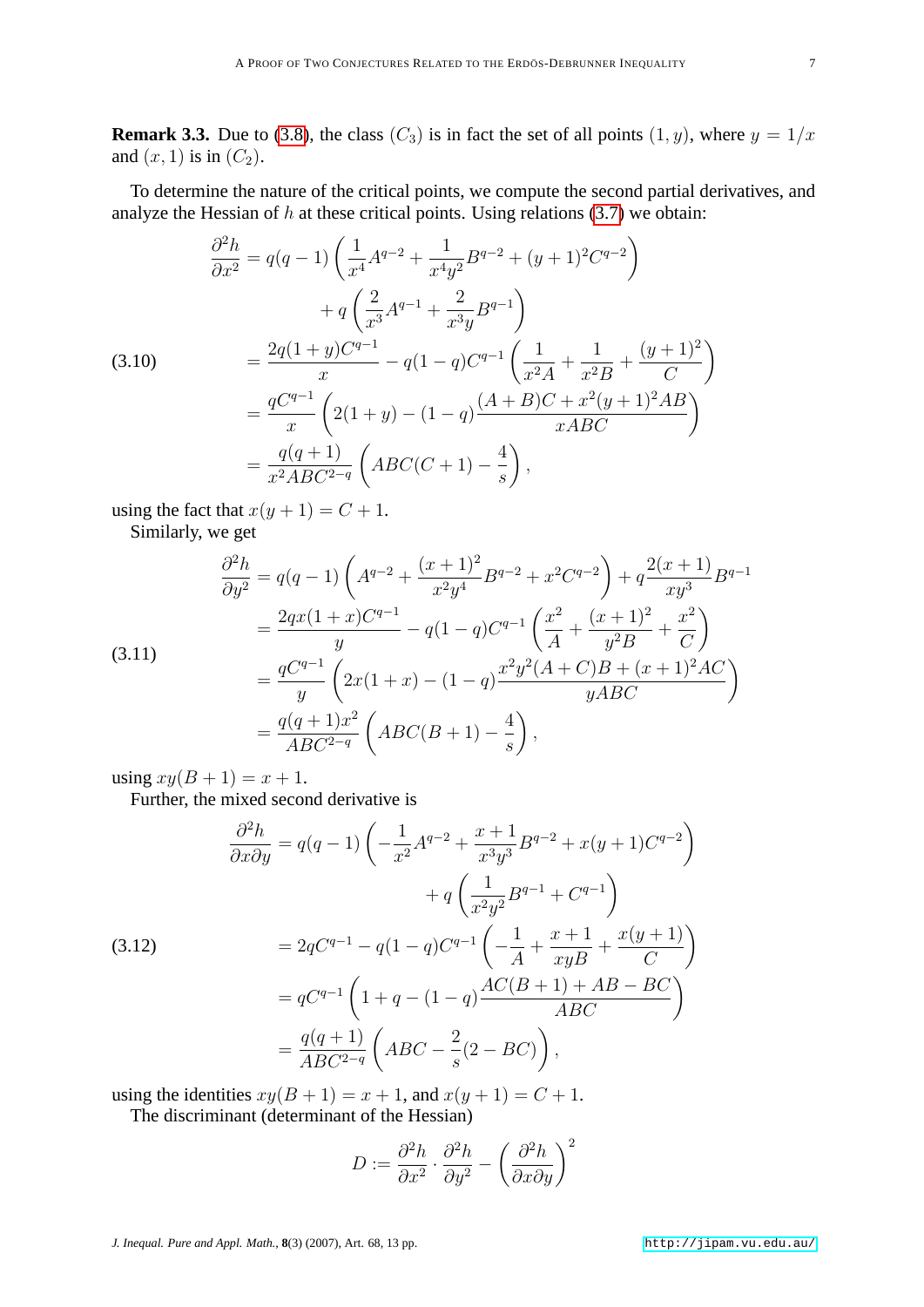**Remark 3.3.** Due to (3.8), the class $(C_3)$ is in fact the set of all points $(1, y)$, where $y = 1/x$ and $(x, 1)$ is in $(C_2)$.

To determine the nature of the critical points, we compute the second partial derivatives, and analyze the Hessian of $h$ at these critical points. Using relations (3.7) we obtain:

$$
\begin{aligned}
\frac{\partial^2 h}{\partial x^2} &= q(q-1)\left(\frac{1}{x^4}A^{q-2} + \frac{1}{x^4 y^2}B^{q-2} + (y+1)^2 C^{q-2}\right) \\
&\qquad + q\left(\frac{2}{x^3}A^{q-1} + \frac{2}{x^3 y}B^{q-1}\right) \\
&= \frac{2q(1+y)C^{q-1}}{x} - q(1-q)C^{q-1}\left(\frac{1}{x^2 A} + \frac{1}{x^2 B} + \frac{(y+1)^2}{C}\right) \\
&= \frac{qC^{q-1}}{x}\left(2(1+y) - (1-q)\frac{(A+B)C + x^2(y+1)^2 AB}{xABC}\right) \\
&= \frac{q(q+1)}{x^2 ABC^{2-q}}\left(ABC(C+1) - \frac{4}{s}\right),
\end{aligned}
\tag{3.10}
$$

using the fact that $x(y+1) = C+1$.

Similarly, we get

$$
\begin{aligned}
\frac{\partial^2 h}{\partial y^2} &= q(q-1)\left(A^{q-2} + \frac{(x+1)^2}{x^2 y^4}B^{q-2} + x^2 C^{q-2}\right) + q\frac{2(x+1)}{xy^3}B^{q-1} \\
&= \frac{2qx(1+x)C^{q-1}}{y} - q(1-q)C^{q-1}\left(\frac{x^2}{A} + \frac{(x+1)^2}{y^2 B} + \frac{x^2}{C}\right) \\
&= \frac{qC^{q-1}}{y}\left(2x(1+x) - (1-q)\frac{x^2y^2(A+C)B + (x+1)^2 AC}{yABC}\right) \\
&= \frac{q(q+1)x^2}{ABC^{2-q}}\left(ABC(B+1) - \frac{4}{s}\right),
\end{aligned}
\tag{3.11}
$$

using $xy(B+1) = x+1$.

Further, the mixed second derivative is

$$
\begin{aligned}
\frac{\partial^2 h}{\partial x \partial y} &= q(q-1)\left(-\frac{1}{x^2}A^{q-2} + \frac{x+1}{x^3 y^3}B^{q-2} + x(y+1)C^{q-2}\right) \\
&\qquad + q\left(\frac{1}{x^2 y^2}B^{q-1} + C^{q-1}\right) \\
&= 2qC^{q-1} - q(1-q)C^{q-1}\left(-\frac{1}{A} + \frac{x+1}{xyB} + \frac{x(y+1)}{C}\right) \\
&= qC^{q-1}\left(1 + q - (1-q)\frac{AC(B+1) + AB - BC}{ABC}\right) \\
&= \frac{q(q+1)}{ABC^{2-q}}\left(ABC - \frac{2}{s}(2 - BC)\right),
\end{aligned}
\tag{3.12}
$$

using the identities $xy(B+1) = x+1$, and $x(y+1) = C+1$.

The discriminant (determinant of the Hessian)

$$
D := \frac{\partial^2 h}{\partial x^2} \cdot \frac{\partial^2 h}{\partial y^2} - \left(\frac{\partial^2 h}{\partial x \partial y}\right)^2
$$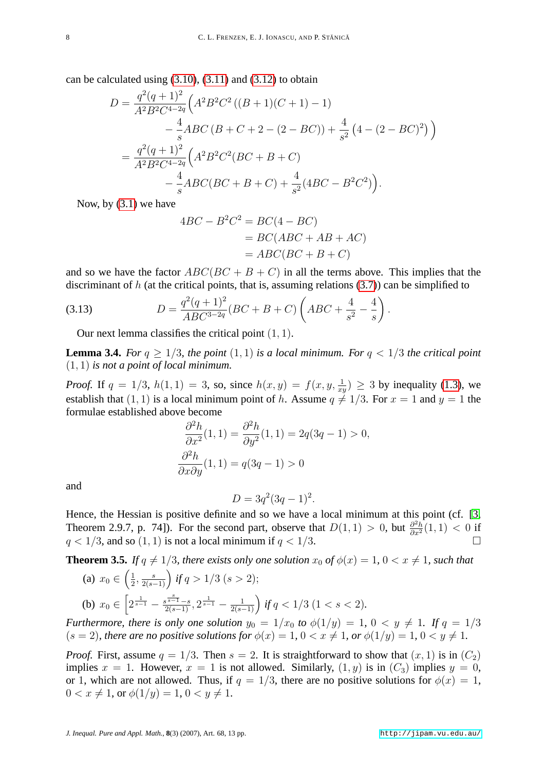can be calculated using (3.10), (3.11) and (3.12) to obtain

$$
\begin{aligned}
D &= \frac{q^2(q+1)^2}{A^2B^2C^{4-2q}}\Big(A^2B^2C^2\left((B+1)(C+1)-1\right) \\
&\qquad - \frac{4}{s}ABC\left(B+C+2-(2-BC)\right) + \frac{4}{s^2}\left(4-(2-BC)^2\right)\Big) \\
&= \frac{q^2(q+1)^2}{A^2B^2C^{4-2q}}\Big(A^2B^2C^2(BC+B+C) \\
&\qquad - \frac{4}{s}ABC(BC+B+C) + \frac{4}{s^2}(4BC-B^2C^2)\Big).
\end{aligned}
$$

Now, by (3.1) we have

$$
\begin{aligned}
4BC - B^2C^2 &= BC(4-BC) \\
&= BC(ABC+AB+AC) \\
&= ABC(BC+B+C)
\end{aligned}
$$

and so we have the factor $ABC(BC+B+C)$ in all the terms above. This implies that the discriminant of $h$ (at the critical points, that is, assuming relations (3.7)) can be simplified to

$$
D = \frac{q^2(q+1)^2}{ABC^{3-2q}}(BC+B+C)\left(ABC + \frac{4}{s^2} - \frac{4}{s}\right). \tag{3.13}
$$

Our next lemma classifies the critical point $(1,1)$.

**Lemma 3.4.** *For $q \geq 1/3$, the point $(1,1)$ is a local minimum. For $q < 1/3$ the critical point $(1,1)$ is not a point of local minimum.*

*Proof.* If $q = 1/3$, $h(1,1) = 3$, so, since $h(x,y) = f(x,y,\frac{1}{xy}) \geq 3$ by inequality (1.3), we establish that $(1,1)$ is a local minimum point of $h$. Assume $q \neq 1/3$. For $x = 1$ and $y = 1$ the formulae established above become

$$
\begin{aligned}
&\frac{\partial^2 h}{\partial x^2}(1,1) = \frac{\partial^2 h}{\partial y^2}(1,1) = 2q(3q-1) > 0, \\
&\frac{\partial^2 h}{\partial x \partial y}(1,1) = q(3q-1) > 0
\end{aligned}
$$

and

$$
D = 3q^2(3q-1)^2.
$$

Hence, the Hessian is positive definite and so we have a local minimum at this point (cf. [3, Theorem 2.9.7, p. 74]). For the second part, observe that $D(1,1) > 0$, but $\frac{\partial^2 h}{\partial x^2}(1,1) < 0$ if $q < 1/3$, and so $(1,1)$ is not a local minimum if $q < 1/3$. $\square$

**Theorem 3.5.** *If $q \neq 1/3$, there exists only one solution $x_0$ of $\phi(x) = 1$, $0 < x \neq 1$, such that*

(a) $x_0 \in \left(\frac{1}{2}, \frac{s}{2(s-1)}\right)$ *if $q > 1/3$ $(s > 2)$;*

(b) $x_0 \in \left[2^{\frac{1}{s-1}} - \frac{s^{\frac{s}{s-1}} - s}{2(s-1)}, 2^{\frac{1}{s-1}} - \frac{1}{2(s-1)}\right)$ *if $q < 1/3$ $(1 < s < 2)$.*

*Furthermore, there is only one solution $y_0 = 1/x_0$ to $\phi(1/y) = 1$, $0 < y \neq 1$. If $q = 1/3$ $(s = 2)$, there are no positive solutions for $\phi(x) = 1$, $0 < x \neq 1$, or $\phi(1/y) = 1$, $0 < y \neq 1$.*

*Proof.* First, assume $q = 1/3$. Then $s = 2$. It is straightforward to show that $(x,1)$ is in $(C_2)$ implies $x = 1$. However, $x = 1$ is not allowed. Similarly, $(1,y)$ is in $(C_3)$ implies $y = 0$, or 1, which are not allowed. Thus, if $q = 1/3$, there are no positive solutions for $\phi(x) = 1$, $0 < x \neq 1$, or $\phi(1/y) = 1$, $0 < y \neq 1$.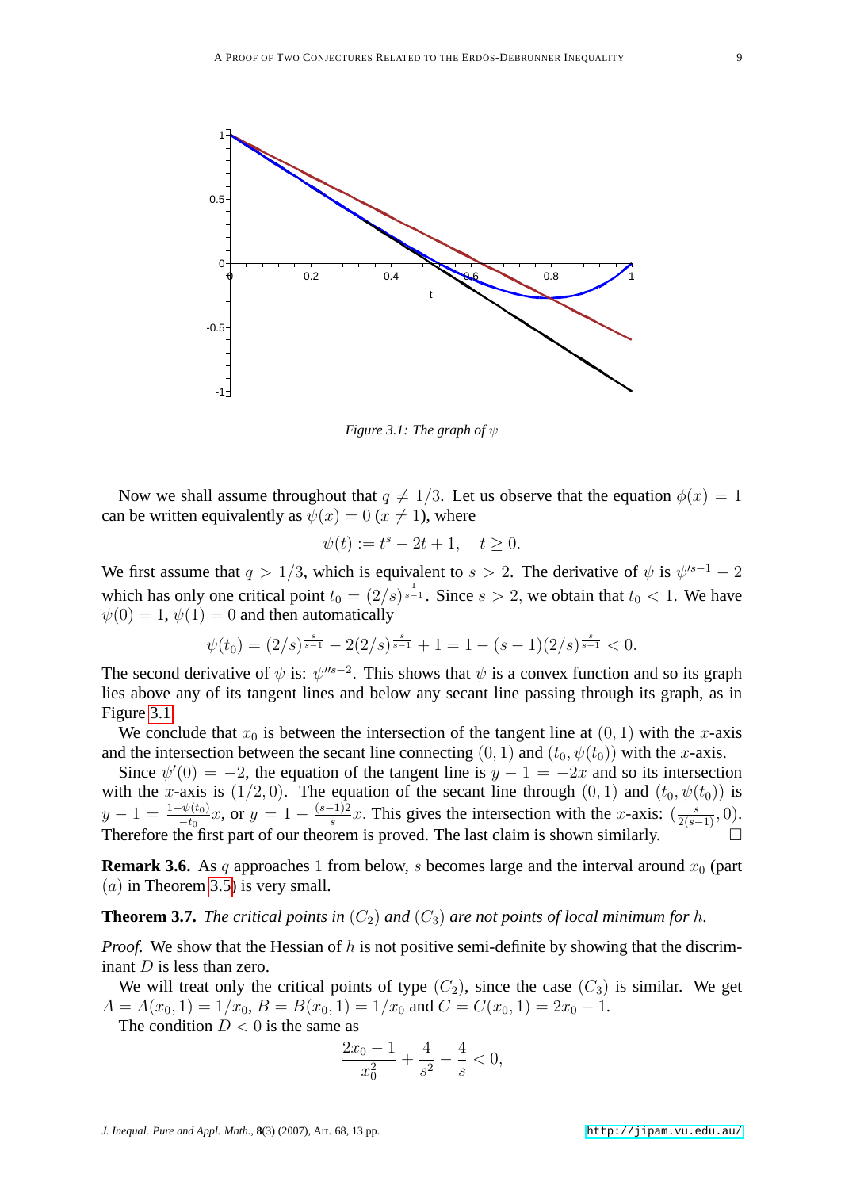1

0.5

0

-0.5

-1

0.2 0.4 0.6 0.8 1

t

*Figure 3.1: The graph of $\psi$*

Now we shall assume throughout that $q \neq 1/3$. Let us observe that the equation $\phi(x) = 1$ can be written equivalently as $\psi(x) = 0$ ($x \neq 1$), where

$$\psi(t) := t^s - 2t + 1, \quad t \geq 0.$$

We first assume that $q > 1/3$, which is equivalent to $s > 2$. The derivative of $\psi$ is $\psi'^{s-1} - 2$ which has only one critical point $t_0 = (2/s)^{\frac{1}{s-1}}$. Since $s > 2$, we obtain that $t_0 < 1$. We have $\psi(0) = 1$, $\psi(1) = 0$ and then automatically

$$\psi(t_0) = (2/s)^{\frac{s}{s-1}} - 2(2/s)^{\frac{s}{s-1}} + 1 = 1 - (s-1)(2/s)^{\frac{s}{s-1}} < 0.$$

The second derivative of $\psi$ is: $\psi''^{s-2}$. This shows that $\psi$ is a convex function and so its graph lies above any of its tangent lines and below any secant line passing through its graph, as in Figure 3.1.

We conclude that $x_0$ is between the intersection of the tangent line at $(0, 1)$ with the $x$-axis and the intersection between the secant line connecting $(0, 1)$ and $(t_0, \psi(t_0))$ with the $x$-axis.

Since $\psi'(0) = -2$, the equation of the tangent line is $y - 1 = -2x$ and so its intersection with the $x$-axis is $(1/2, 0)$. The equation of the secant line through $(0, 1)$ and $(t_0, \psi(t_0))$ is $y - 1 = \frac{1-\psi(t_0)}{-t_0}x$, or $y = 1 - \frac{(s-1)2}{s}x$. This gives the intersection with the $x$-axis: $(\frac{s}{2(s-1)}, 0)$. Therefore the first part of our theorem is proved. The last claim is shown similarly. □

**Remark 3.6.** As $q$ approaches 1 from below, $s$ becomes large and the interval around $x_0$ (part $(a)$ in Theorem 3.5) is very small.

**Theorem 3.7.** *The critical points in $(C_2)$ and $(C_3)$ are not points of local minimum for $h$.*

*Proof.* We show that the Hessian of $h$ is not positive semi-definite by showing that the discriminant $D$ is less than zero.

We will treat only the critical points of type $(C_2)$, since the case $(C_3)$ is similar. We get $A = A(x_0, 1) = 1/x_0$, $B = B(x_0, 1) = 1/x_0$ and $C = C(x_0, 1) = 2x_0 - 1$.

The condition $D < 0$ is the same as

$$\frac{2x_0 - 1}{x_0^2} + \frac{4}{s^2} - \frac{4}{s} < 0,$$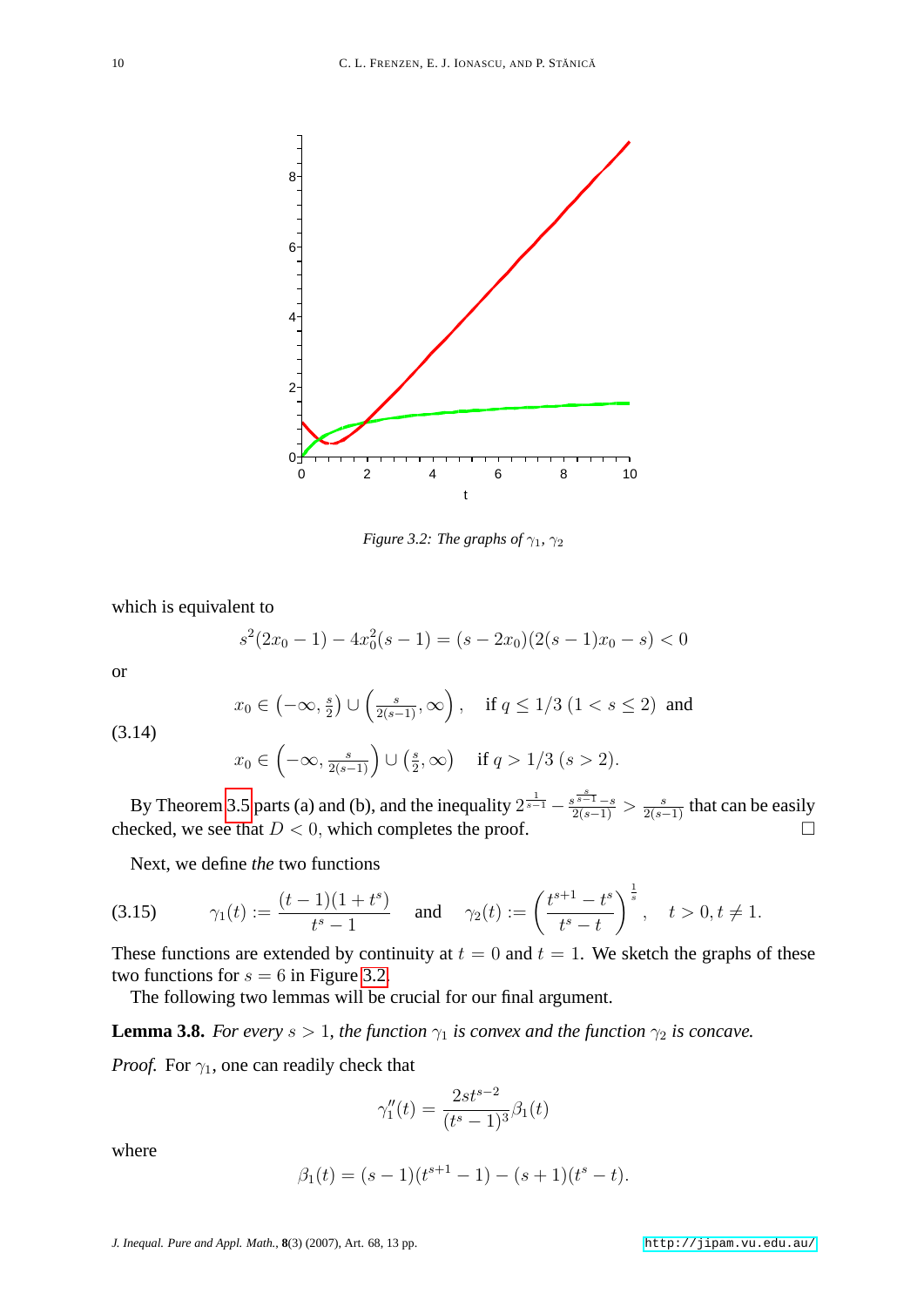0
2
4
6
8
0
2
4
6
8
10
t

*Figure 3.2: The graphs of* $\gamma_1, \gamma_2$

which is equivalent to

$$s^2(2x_0 - 1) - 4x_0^2(s-1) = (s - 2x_0)(2(s-1)x_0 - s) < 0$$

or

$$x_0 \in \left(-\infty, \tfrac{s}{2}\right) \cup \left(\tfrac{s}{2(s-1)}, \infty\right), \quad \text{if } q \le 1/3 \ (1 < s \le 2) \ \text{ and} \tag{3.14}$$

$$x_0 \in \left(-\infty, \tfrac{s}{2(s-1)}\right) \cup \left(\tfrac{s}{2}, \infty\right) \quad \text{if } q > 1/3 \ (s > 2).$$

By Theorem 3.5 parts (a) and (b), and the inequality $2^{\frac{1}{s-1}} - \frac{s^{\frac{s}{s-1}} - s}{2(s-1)} > \frac{s}{2(s-1)}$ that can be easily checked, we see that $D < 0$, which completes the proof. $\square$

Next, we define *the* two functions

$$\gamma_1(t) := \frac{(t-1)(1+t^s)}{t^s - 1} \quad \text{and} \quad \gamma_2(t) := \left(\frac{t^{s+1} - t^s}{t^s - t}\right)^{\frac{1}{s}}, \quad t > 0, t \ne 1. \tag{3.15}$$

These functions are extended by continuity at $t = 0$ and $t = 1$. We sketch the graphs of these two functions for $s = 6$ in Figure 3.2.

The following two lemmas will be crucial for our final argument.

**Lemma 3.8.** *For every $s > 1$, the function $\gamma_1$ is convex and the function $\gamma_2$ is concave.*

*Proof.* For $\gamma_1$, one can readily check that

$$\gamma_1''(t) = \frac{2st^{s-2}}{(t^s - 1)^3}\beta_1(t)$$

where

$$\beta_1(t) = (s-1)(t^{s+1} - 1) - (s+1)(t^s - t).$$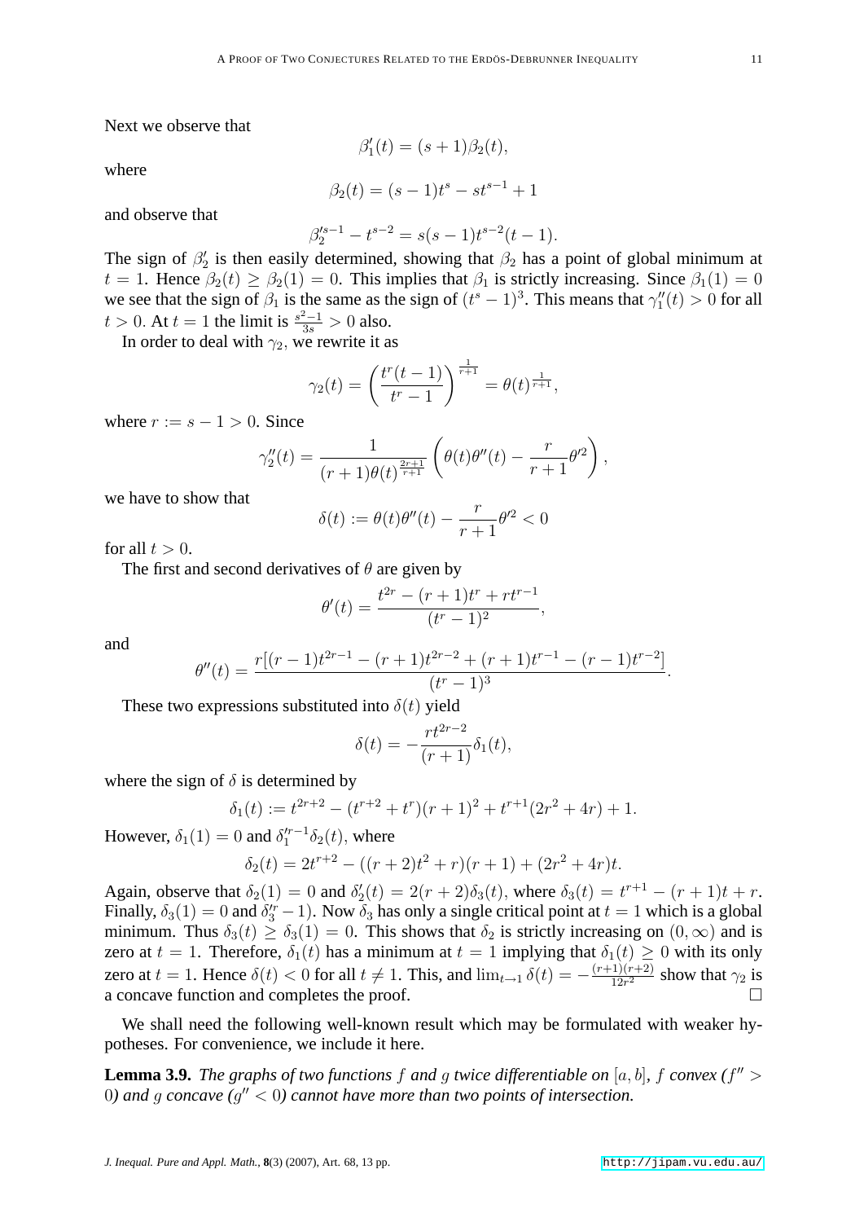Next we observe that

$$\beta_1'(t) = (s+1)\beta_2(t),$$

where

$$\beta_2(t) = (s-1)t^s - st^{s-1} + 1$$

and observe that

$$\beta_2'^{s-1} - t^{s-2} = s(s-1)t^{s-2}(t-1).$$

The sign of $\beta_2'$ is then easily determined, showing that $\beta_2$ has a point of global minimum at $t = 1$. Hence $\beta_2(t) \geq \beta_2(1) = 0$. This implies that $\beta_1$ is strictly increasing. Since $\beta_1(1) = 0$ we see that the sign of $\beta_1$ is the same as the sign of $(t^s - 1)^3$. This means that $\gamma_1''(t) > 0$ for all $t > 0$. At $t = 1$ the limit is $\frac{s^2-1}{3s} > 0$ also.

In order to deal with $\gamma_2$, we rewrite it as

$$\gamma_2(t) = \left(\frac{t^r(t-1)}{t^r - 1}\right)^{\frac{1}{r+1}} = \theta(t)^{\frac{1}{r+1}},$$

where $r := s - 1 > 0$. Since

$$\gamma_2''(t) = \frac{1}{(r+1)\theta(t)^{\frac{2r+1}{r+1}}}\left(\theta(t)\theta''(t) - \frac{r}{r+1}\theta'^2\right),$$

we have to show that

$$\delta(t) := \theta(t)\theta''(t) - \frac{r}{r+1}\theta'^2 < 0$$

for all $t > 0$.

The first and second derivatives of $\theta$ are given by

$$\theta'(t) = \frac{t^{2r} - (r+1)t^r + rt^{r-1}}{(t^r-1)^2},$$

and

$$\theta''(t) = \frac{r[(r-1)t^{2r-1} - (r+1)t^{2r-2} + (r+1)t^{r-1} - (r-1)t^{r-2}]}{(t^r-1)^3}.$$

These two expressions substituted into $\delta(t)$ yield

$$\delta(t) = -\frac{rt^{2r-2}}{(r+1)}\delta_1(t),$$

where the sign of $\delta$ is determined by

$$\delta_1(t) := t^{2r+2} - (t^{r+2} + t^r)(r+1)^2 + t^{r+1}(2r^2 + 4r) + 1.$$

However, $\delta_1(1) = 0$ and $\delta_1'^{r-1}\delta_2(t)$, where

$$\delta_2(t) = 2t^{r+2} - ((r+2)t^2 + r)(r+1) + (2r^2 + 4r)t.$$

Again, observe that $\delta_2(1) = 0$ and $\delta_2'(t) = 2(r+2)\delta_3(t)$, where $\delta_3(t) = t^{r+1} - (r+1)t + r$. Finally, $\delta_3(1) = 0$ and $\delta_3'^r - 1)$. Now $\delta_3$ has only a single critical point at $t = 1$ which is a global minimum. Thus $\delta_3(t) \geq \delta_3(1) = 0$. This shows that $\delta_2$ is strictly increasing on $(0, \infty)$ and is zero at $t = 1$. Therefore, $\delta_1(t)$ has a minimum at $t = 1$ implying that $\delta_1(t) \geq 0$ with its only zero at $t = 1$. Hence $\delta(t) < 0$ for all $t \neq 1$. This, and $\lim_{t\to 1}\delta(t) = -\frac{(r+1)(r+2)}{12r^2}$ show that $\gamma_2$ is a concave function and completes the proof. □

We shall need the following well-known result which may be formulated with weaker hypotheses. For convenience, we include it here.

**Lemma 3.9.** *The graphs of two functions $f$ and $g$ twice differentiable on $[a, b]$, $f$ convex ($f'' > 0$) and $g$ concave ($g'' < 0$) cannot have more than two points of intersection.*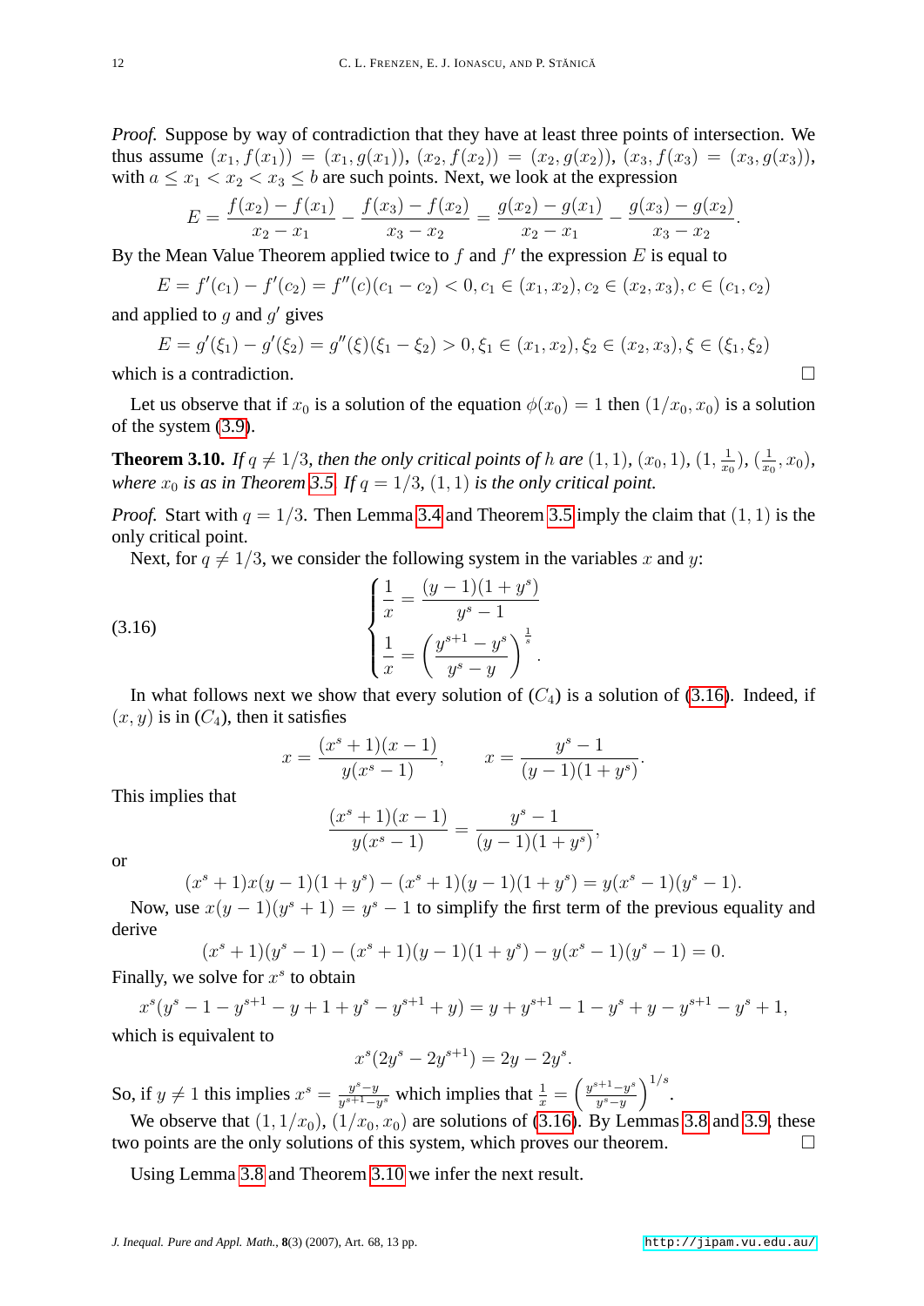*Proof.* Suppose by way of contradiction that they have at least three points of intersection. We thus assume $(x_1, f(x_1)) = (x_1, g(x_1))$, $(x_2, f(x_2)) = (x_2, g(x_2))$, $(x_3, f(x_3) = (x_3, g(x_3))$, with $a \le x_1 < x_2 < x_3 \le b$ are such points. Next, we look at the expression

$$E = \frac{f(x_2) - f(x_1)}{x_2 - x_1} - \frac{f(x_3) - f(x_2)}{x_3 - x_2} = \frac{g(x_2) - g(x_1)}{x_2 - x_1} - \frac{g(x_3) - g(x_2)}{x_3 - x_2}.$$

By the Mean Value Theorem applied twice to $f$ and $f'$ the expression $E$ is equal to

$$E = f'(c_1) - f'(c_2) = f''(c)(c_1 - c_2) < 0, c_1 \in (x_1, x_2), c_2 \in (x_2, x_3), c \in (c_1, c_2)$$

and applied to $g$ and $g'$ gives

$$E = g'(\xi_1) - g'(\xi_2) = g''(\xi)(\xi_1 - \xi_2) > 0, \xi_1 \in (x_1, x_2), \xi_2 \in (x_2, x_3), \xi \in (\xi_1, \xi_2)$$

which is a contradiction. □

Let us observe that if $x_0$ is a solution of the equation $\phi(x_0) = 1$ then $(1/x_0, x_0)$ is a solution of the system (3.9).

**Theorem 3.10.** *If $q \neq 1/3$, then the only critical points of $h$ are $(1,1)$, $(x_0, 1)$, $(1, \frac{1}{x_0})$, $(\frac{1}{x_0}, x_0)$, where $x_0$ is as in Theorem 3.5. If $q = 1/3$, $(1,1)$ is the only critical point.*

*Proof.* Start with $q = 1/3$. Then Lemma 3.4 and Theorem 3.5 imply the claim that $(1,1)$ is the only critical point.

Next, for $q \neq 1/3$, we consider the following system in the variables $x$ and $y$:

$$\begin{cases} \dfrac{1}{x} = \dfrac{(y-1)(1+y^s)}{y^s - 1} \\[2ex] \dfrac{1}{x} = \left(\dfrac{y^{s+1} - y^s}{y^s - y}\right)^{\frac{1}{s}} \end{cases} \tag{3.16}$$

In what follows next we show that every solution of $(C_4)$ is a solution of (3.16). Indeed, if $(x, y)$ is in $(C_4)$, then it satisfies

$$x = \frac{(x^s + 1)(x - 1)}{y(x^s - 1)}, \qquad x = \frac{y^s - 1}{(y-1)(1+y^s)}.$$

This implies that

$$\frac{(x^s + 1)(x - 1)}{y(x^s - 1)} = \frac{y^s - 1}{(y-1)(1+y^s)},$$

or

$$(x^s + 1)x(y - 1)(1 + y^s) - (x^s + 1)(y - 1)(1 + y^s) = y(x^s - 1)(y^s - 1).$$

Now, use $x(y-1)(y^s + 1) = y^s - 1$ to simplify the first term of the previous equality and derive

$$(x^s + 1)(y^s - 1) - (x^s + 1)(y - 1)(1 + y^s) - y(x^s - 1)(y^s - 1) = 0.$$

Finally, we solve for $x^s$ to obtain

$$x^s(y^s - 1 - y^{s+1} - y + 1 + y^s - y^{s+1} + y) = y + y^{s+1} - 1 - y^s + y - y^{s+1} - y^s + 1,$$

which is equivalent to

$$x^s(2y^s - 2y^{s+1}) = 2y - 2y^s.$$

So, if $y \neq 1$ this implies $x^s = \frac{y^s - y}{y^{s+1} - y^s}$ which implies that $\frac{1}{x} = \left(\frac{y^{s+1} - y^s}{y^s - y}\right)^{1/s}$.

We observe that $(1, 1/x_0)$, $(1/x_0, x_0)$ are solutions of (3.16). By Lemmas 3.8 and 3.9, these two points are the only solutions of this system, which proves our theorem. □

Using Lemma 3.8 and Theorem 3.10 we infer the next result.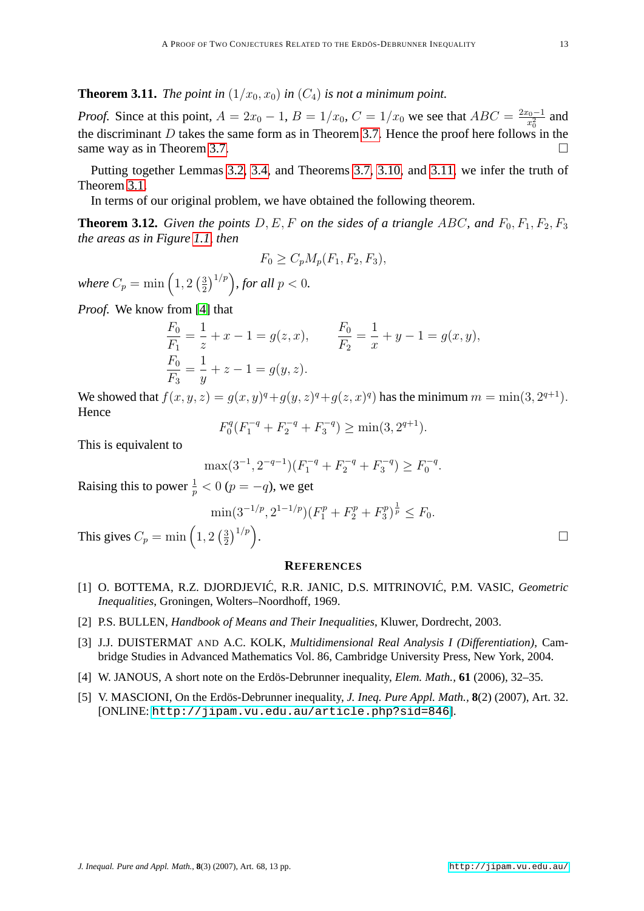**Theorem 3.11.** *The point in $(1/x_0, x_0)$ in $(C_4)$ is not a minimum point.*

*Proof.* Since at this point, $A = 2x_0 - 1$, $B = 1/x_0$, $C = 1/x_0$ we see that $ABC = \frac{2x_0-1}{x_0^2}$ and the discriminant $D$ takes the same form as in Theorem 3.7. Hence the proof here follows in the same way as in Theorem 3.7. □

Putting together Lemmas 3.2, 3.4, and Theorems 3.7, 3.10, and 3.11, we infer the truth of Theorem 3.1.

In terms of our original problem, we have obtained the following theorem.

**Theorem 3.12.** *Given the points $D, E, F$ on the sides of a triangle $ABC$, and $F_0, F_1, F_2, F_3$ the areas as in Figure 1.1, then*

$$F_0 \geq C_p M_p(F_1, F_2, F_3),$$

*where $C_p = \min\left(1, 2\left(\frac{3}{2}\right)^{1/p}\right)$, for all $p < 0$.*

*Proof.* We know from [4] that

$$\frac{F_0}{F_1} = \frac{1}{z} + x - 1 = g(z, x), \qquad \frac{F_0}{F_2} = \frac{1}{x} + y - 1 = g(x, y),$$
$$\frac{F_0}{F_3} = \frac{1}{y} + z - 1 = g(y, z).$$

We showed that $f(x, y, z) = g(x, y)^q + g(y, z)^q + g(z, x)^q$) has the minimum $m = \min(3, 2^{q+1})$. Hence

$$F_0^q(F_1^{-q} + F_2^{-q} + F_3^{-q}) \geq \min(3, 2^{q+1}).$$

This is equivalent to

$$\max(3^{-1}, 2^{-q-1})(F_1^{-q} + F_2^{-q} + F_3^{-q}) \geq F_0^{-q}.$$

Raising this to power $\frac{1}{p} < 0$ ($p = -q$), we get

$$\min(3^{-1/p}, 2^{1-1/p})(F_1^p + F_2^p + F_3^p)^{\frac{1}{p}} \leq F_0.$$

This gives $C_p = \min\left(1, 2\left(\frac{3}{2}\right)^{1/p}\right)$. □

## References

[1] O. BOTTEMA, R.Z. DJORDJEVIĆ, R.R. JANIC, D.S. MITRINOVIĆ, P.M. VASIC, *Geometric Inequalities*, Groningen, Wolters–Noordhoff, 1969.

[2] P.S. BULLEN, *Handbook of Means and Their Inequalities*, Kluwer, Dordrecht, 2003.

[3] J.J. DUISTERMAT AND A.C. KOLK, *Multidimensional Real Analysis I (Differentiation)*, Cambridge Studies in Advanced Mathematics Vol. 86, Cambridge University Press, New York, 2004.

[4] W. JANOUS, A short note on the Erdös-Debrunner inequality, *Elem. Math.*, **61** (2006), 32–35.

[5] V. MASCIONI, On the Erdös-Debrunner inequality, *J. Ineq. Pure Appl. Math.*, **8**(2) (2007), Art. 32. [ONLINE: http://jipam.vu.edu.au/article.php?sid=846].